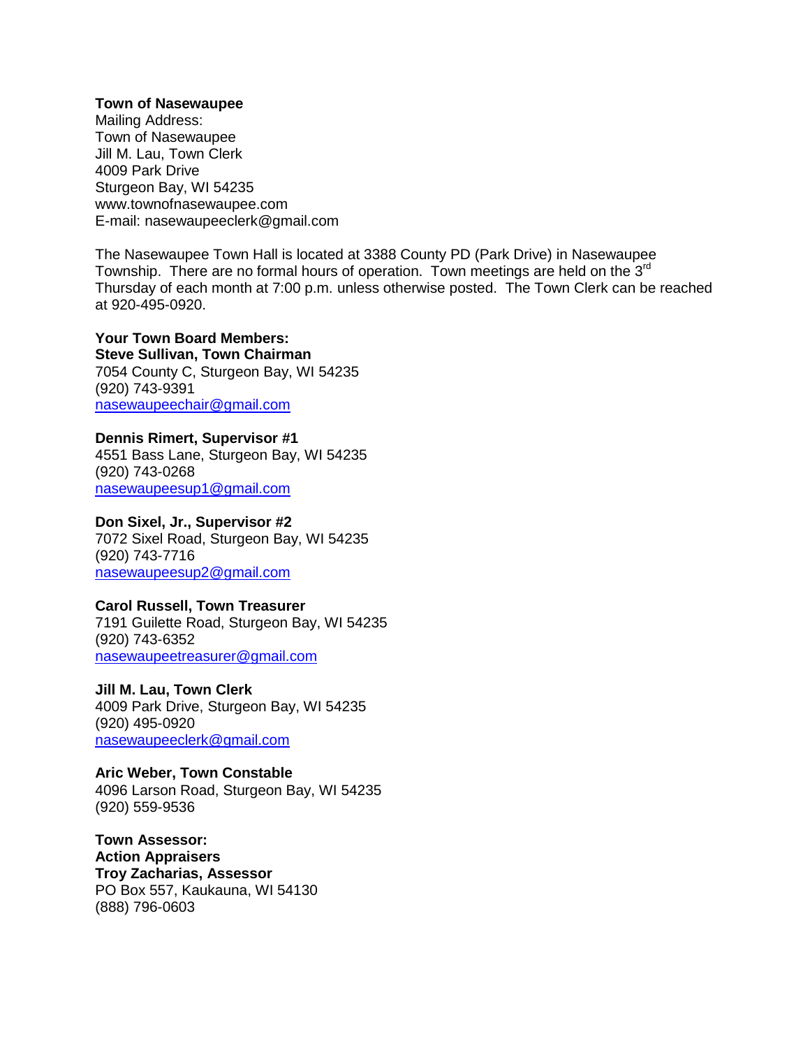**Town of Nasewaupee**
Mailing Address:
Town of Nasewaupee
Jill M. Lau, Town Clerk
4009 Park Drive
Sturgeon Bay, WI 54235
www.townofnasewaupee.com
E-mail: nasewaupeeclerk@gmail.com

The Nasewaupee Town Hall is located at 3388 County PD (Park Drive) in Nasewaupee Township. There are no formal hours of operation. Town meetings are held on the 3rd Thursday of each month at 7:00 p.m. unless otherwise posted. The Town Clerk can be reached at 920-495-0920.

**Your Town Board Members:**
**Steve Sullivan, Town Chairman**
7054 County C, Sturgeon Bay, WI 54235
(920) 743-9391
nasewaupeechair@gmail.com

**Dennis Rimert, Supervisor #1**
4551 Bass Lane, Sturgeon Bay, WI 54235
(920) 743-0268
nasewaupeesup1@gmail.com

**Don Sixel, Jr., Supervisor #2**
7072 Sixel Road, Sturgeon Bay, WI 54235
(920) 743-7716
nasewaupeesup2@gmail.com

**Carol Russell, Town Treasurer**
7191 Guilette Road, Sturgeon Bay, WI 54235
(920) 743-6352
nasewaupeetreasurer@gmail.com

**Jill M. Lau, Town Clerk**
4009 Park Drive, Sturgeon Bay, WI 54235
(920) 495-0920
nasewaupeeclerk@gmail.com

**Aric Weber, Town Constable**
4096 Larson Road, Sturgeon Bay, WI 54235
(920) 559-9536

**Town Assessor:**
**Action Appraisers**
**Troy Zacharias, Assessor**
PO Box 557, Kaukauna, WI 54130
(888) 796-0603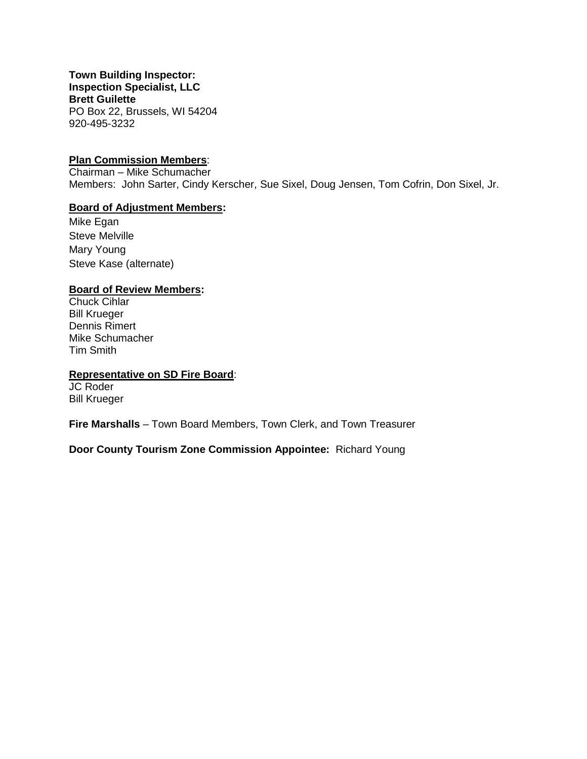**Town Building Inspector:**
**Inspection Specialist, LLC**
**Brett Guilette**
PO Box 22, Brussels, WI 54204
920-495-3232

**Plan Commission Members**:
Chairman – Mike Schumacher
Members: John Sarter, Cindy Kerscher, Sue Sixel, Doug Jensen, Tom Cofrin, Don Sixel, Jr.

**Board of Adjustment Members:**
Mike Egan
Steve Melville
Mary Young
Steve Kase (alternate)

**Board of Review Members:**
Chuck Cihlar
Bill Krueger
Dennis Rimert
Mike Schumacher
Tim Smith

**Representative on SD Fire Board**:
JC Roder
Bill Krueger

**Fire Marshalls** – Town Board Members, Town Clerk, and Town Treasurer

**Door County Tourism Zone Commission Appointee:** Richard Young